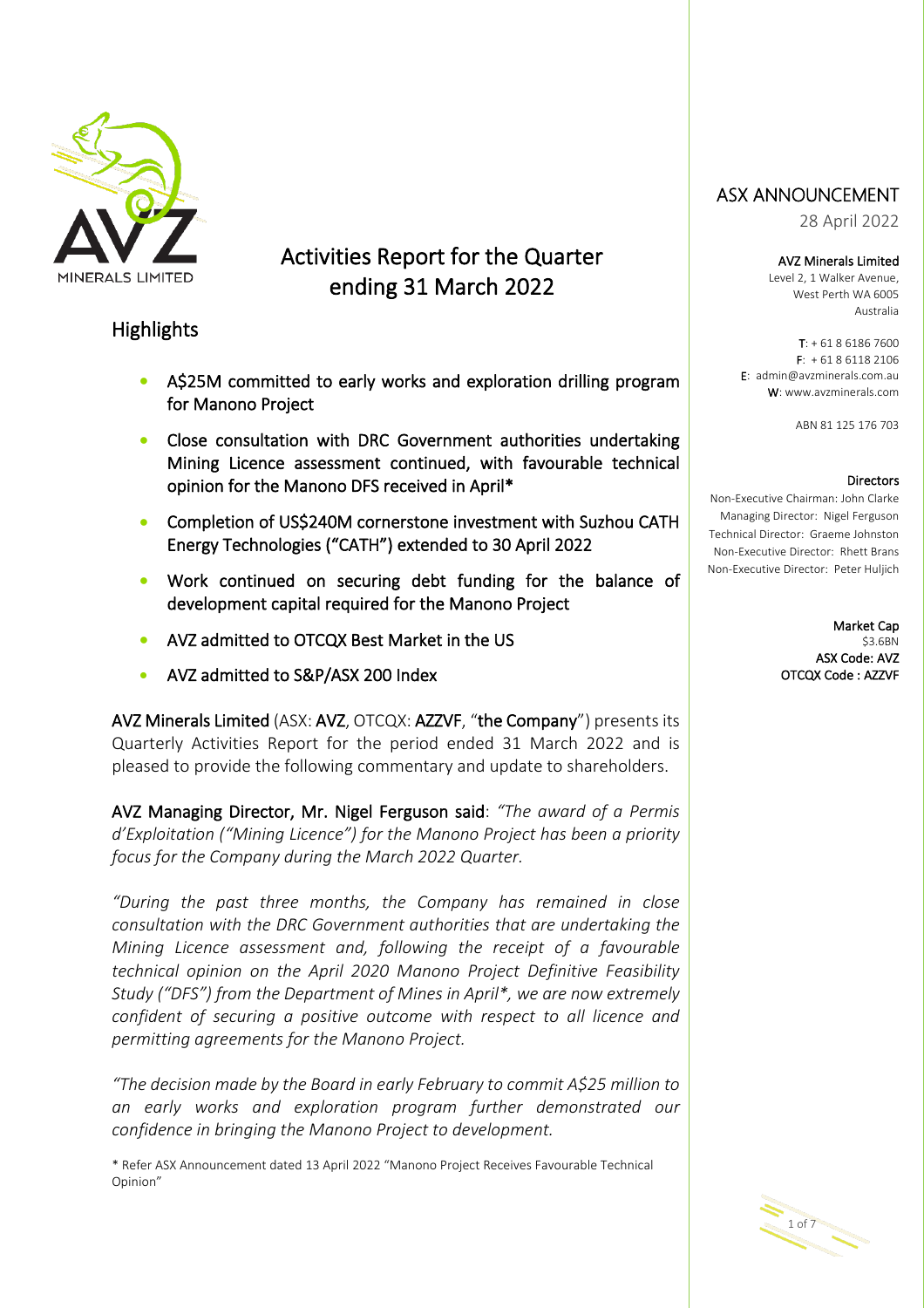ASX ANNOUNCEMENT

28 April 2022

**AVZ Minerals Limited**
Level 2, 1 Walker Avenue,
West Perth WA 6005
Australia

**T**: + 61 8 6186 7600
**F**: + 61 8 6118 2106
**E**: admin@avzminerals.com.au
**W**: www.avzminerals.com

ABN 81 125 176 703

**Directors**

Non-Executive Chairman: John Clarke
Managing Director: Nigel Ferguson
Technical Director: Graeme Johnston
Non-Executive Director: Rhett Brans
Non-Executive Director: Peter Huljich

**Market Cap**
$3.6BN
**ASX Code: AVZ**
**OTCQX Code : AZZVF**

# Activities Report for the Quarter ending 31 March 2022

## Highlights

- A$25M committed to early works and exploration drilling program for Manono Project
- Close consultation with DRC Government authorities undertaking Mining Licence assessment continued, with favourable technical opinion for the Manono DFS received in April*
- Completion of US$240M cornerstone investment with Suzhou CATH Energy Technologies ("CATH") extended to 30 April 2022
- Work continued on securing debt funding for the balance of development capital required for the Manono Project
- AVZ admitted to OTCQX Best Market in the US
- AVZ admitted to S&P/ASX 200 Index

**AVZ Minerals Limited** (ASX: **AVZ**, OTCQX: **AZZVF**, "**the Company**") presents its Quarterly Activities Report for the period ended 31 March 2022 and is pleased to provide the following commentary and update to shareholders.

**AVZ Managing Director, Mr. Nigel Ferguson said**: *"The award of a Permis d'Exploitation ("Mining Licence") for the Manono Project has been a priority focus for the Company during the March 2022 Quarter.*

*"During the past three months, the Company has remained in close consultation with the DRC Government authorities that are undertaking the Mining Licence assessment and, following the receipt of a favourable technical opinion on the April 2020 Manono Project Definitive Feasibility Study ("DFS") from the Department of Mines in April*, we are now extremely confident of securing a positive outcome with respect to all licence and permitting agreements for the Manono Project.*

*"The decision made by the Board in early February to commit A$25 million to an early works and exploration program further demonstrated our confidence in bringing the Manono Project to development.*

\* Refer ASX Announcement dated 13 April 2022 "Manono Project Receives Favourable Technical Opinion"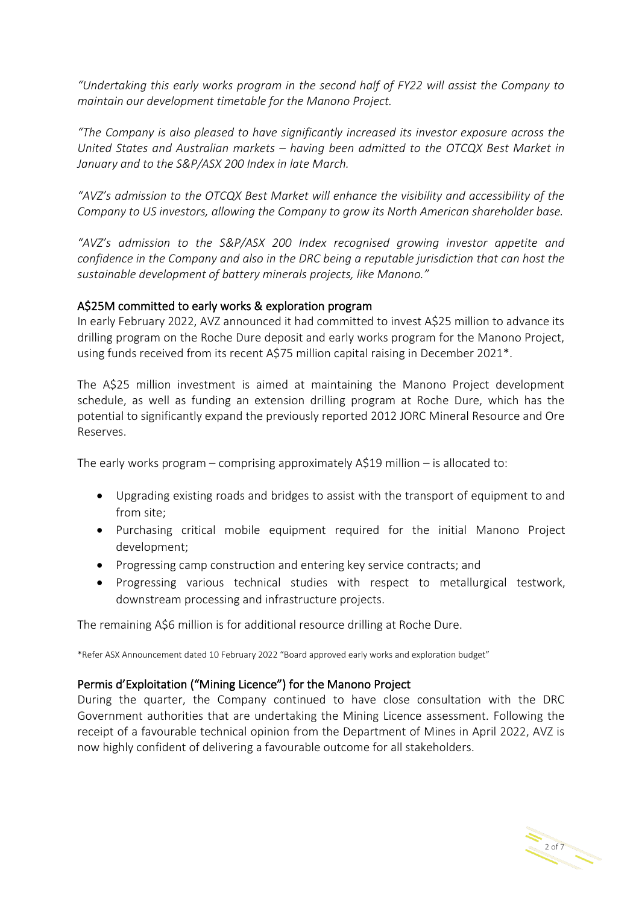*"Undertaking this early works program in the second half of FY22 will assist the Company to maintain our development timetable for the Manono Project.*

*"The Company is also pleased to have significantly increased its investor exposure across the United States and Australian markets – having been admitted to the OTCQX Best Market in January and to the S&P/ASX 200 Index in late March.*

*"AVZ's admission to the OTCQX Best Market will enhance the visibility and accessibility of the Company to US investors, allowing the Company to grow its North American shareholder base.*

*"AVZ's admission to the S&P/ASX 200 Index recognised growing investor appetite and confidence in the Company and also in the DRC being a reputable jurisdiction that can host the sustainable development of battery minerals projects, like Manono."*

## A$25M committed to early works & exploration program

In early February 2022, AVZ announced it had committed to invest A$25 million to advance its drilling program on the Roche Dure deposit and early works program for the Manono Project, using funds received from its recent A$75 million capital raising in December 2021*.

The A$25 million investment is aimed at maintaining the Manono Project development schedule, as well as funding an extension drilling program at Roche Dure, which has the potential to significantly expand the previously reported 2012 JORC Mineral Resource and Ore Reserves.

The early works program – comprising approximately A$19 million – is allocated to:

- Upgrading existing roads and bridges to assist with the transport of equipment to and from site;
- Purchasing critical mobile equipment required for the initial Manono Project development;
- Progressing camp construction and entering key service contracts; and
- Progressing various technical studies with respect to metallurgical testwork, downstream processing and infrastructure projects.

The remaining A$6 million is for additional resource drilling at Roche Dure.

*Refer ASX Announcement dated 10 February 2022 "Board approved early works and exploration budget"

## Permis d'Exploitation ("Mining Licence") for the Manono Project

During the quarter, the Company continued to have close consultation with the DRC Government authorities that are undertaking the Mining Licence assessment. Following the receipt of a favourable technical opinion from the Department of Mines in April 2022, AVZ is now highly confident of delivering a favourable outcome for all stakeholders.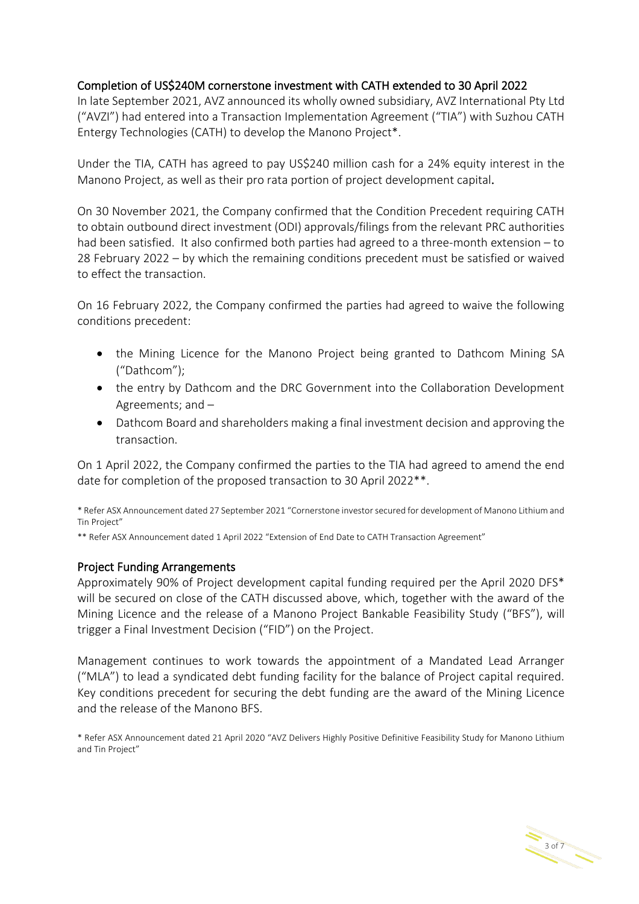## Completion of US$240M cornerstone investment with CATH extended to 30 April 2022

In late September 2021, AVZ announced its wholly owned subsidiary, AVZ International Pty Ltd ("AVZI") had entered into a Transaction Implementation Agreement ("TIA") with Suzhou CATH Entergy Technologies (CATH) to develop the Manono Project*.

Under the TIA, CATH has agreed to pay US$240 million cash for a 24% equity interest in the Manono Project, as well as their pro rata portion of project development capital.

On 30 November 2021, the Company confirmed that the Condition Precedent requiring CATH to obtain outbound direct investment (ODI) approvals/filings from the relevant PRC authorities had been satisfied. It also confirmed both parties had agreed to a three-month extension – to 28 February 2022 – by which the remaining conditions precedent must be satisfied or waived to effect the transaction.

On 16 February 2022, the Company confirmed the parties had agreed to waive the following conditions precedent:

- the Mining Licence for the Manono Project being granted to Dathcom Mining SA ("Dathcom");
- the entry by Dathcom and the DRC Government into the Collaboration Development Agreements; and –
- Dathcom Board and shareholders making a final investment decision and approving the transaction.

On 1 April 2022, the Company confirmed the parties to the TIA had agreed to amend the end date for completion of the proposed transaction to 30 April 2022**.

\* Refer ASX Announcement dated 27 September 2021 "Cornerstone investor secured for development of Manono Lithium and Tin Project"

\*\* Refer ASX Announcement dated 1 April 2022 "Extension of End Date to CATH Transaction Agreement"

## Project Funding Arrangements

Approximately 90% of Project development capital funding required per the April 2020 DFS* will be secured on close of the CATH discussed above, which, together with the award of the Mining Licence and the release of a Manono Project Bankable Feasibility Study ("BFS"), will trigger a Final Investment Decision ("FID") on the Project.

Management continues to work towards the appointment of a Mandated Lead Arranger ("MLA") to lead a syndicated debt funding facility for the balance of Project capital required. Key conditions precedent for securing the debt funding are the award of the Mining Licence and the release of the Manono BFS.

\* Refer ASX Announcement dated 21 April 2020 "AVZ Delivers Highly Positive Definitive Feasibility Study for Manono Lithium and Tin Project"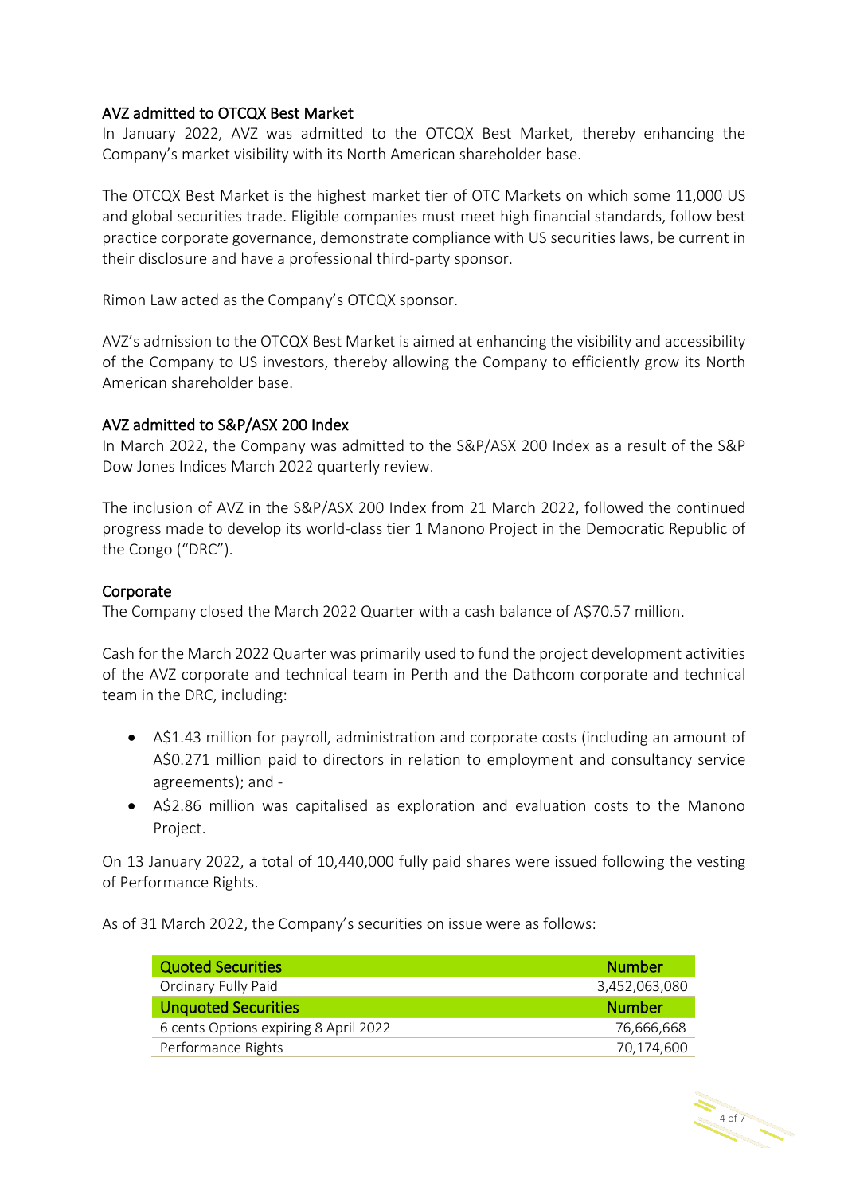## AVZ admitted to OTCQX Best Market

In January 2022, AVZ was admitted to the OTCQX Best Market, thereby enhancing the Company's market visibility with its North American shareholder base.

The OTCQX Best Market is the highest market tier of OTC Markets on which some 11,000 US and global securities trade. Eligible companies must meet high financial standards, follow best practice corporate governance, demonstrate compliance with US securities laws, be current in their disclosure and have a professional third-party sponsor.

Rimon Law acted as the Company's OTCQX sponsor.

AVZ's admission to the OTCQX Best Market is aimed at enhancing the visibility and accessibility of the Company to US investors, thereby allowing the Company to efficiently grow its North American shareholder base.

## AVZ admitted to S&P/ASX 200 Index

In March 2022, the Company was admitted to the S&P/ASX 200 Index as a result of the S&P Dow Jones Indices March 2022 quarterly review.

The inclusion of AVZ in the S&P/ASX 200 Index from 21 March 2022, followed the continued progress made to develop its world-class tier 1 Manono Project in the Democratic Republic of the Congo ("DRC").

## Corporate

The Company closed the March 2022 Quarter with a cash balance of A$70.57 million.

Cash for the March 2022 Quarter was primarily used to fund the project development activities of the AVZ corporate and technical team in Perth and the Dathcom corporate and technical team in the DRC, including:

- A$1.43 million for payroll, administration and corporate costs (including an amount of A$0.271 million paid to directors in relation to employment and consultancy service agreements); and -
- A$2.86 million was capitalised as exploration and evaluation costs to the Manono Project.

On 13 January 2022, a total of 10,440,000 fully paid shares were issued following the vesting of Performance Rights.

As of 31 March 2022, the Company's securities on issue were as follows:

| Quoted Securities | Number |
|---|---|
| Ordinary Fully Paid | 3,452,063,080 |
| **Unquoted Securities** | **Number** |
| 6 cents Options expiring 8 April 2022 | 76,666,668 |
| Performance Rights | 70,174,600 |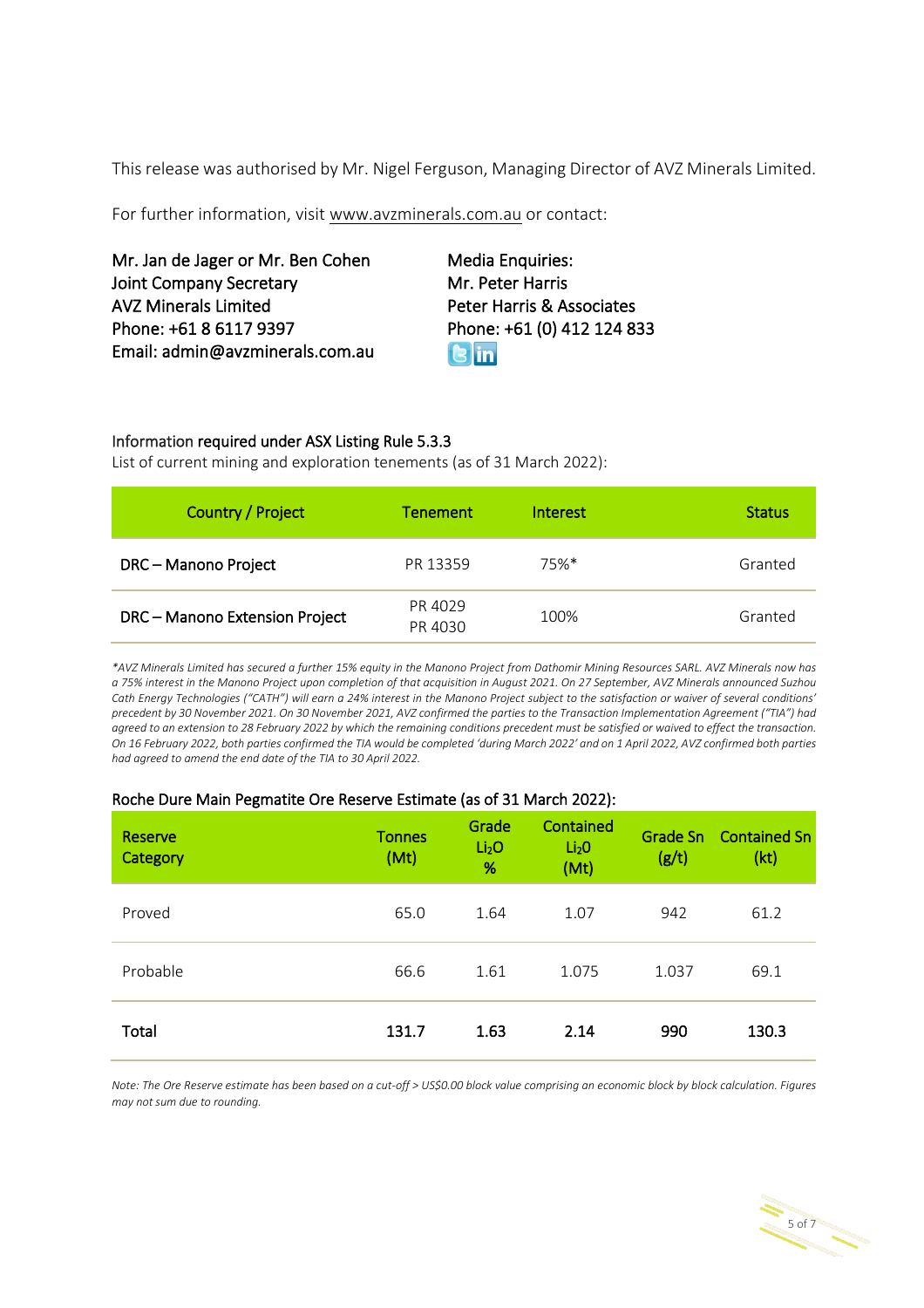This release was authorised by Mr. Nigel Ferguson, Managing Director of AVZ Minerals Limited.

For further information, visit www.avzminerals.com.au or contact:

Mr. Jan de Jager or Mr. Ben Cohen
Joint Company Secretary
AVZ Minerals Limited
Phone: +61 8 6117 9397
Email: admin@avzminerals.com.au

Media Enquiries:
Mr. Peter Harris
Peter Harris & Associates
Phone: +61 (0) 412 124 833

## Information required under ASX Listing Rule 5.3.3

List of current mining and exploration tenements (as of 31 March 2022):

| Country / Project | Tenement | Interest | Status |
|---|---|---|---|
| DRC – Manono Project | PR 13359 | 75%* | Granted |
| DRC – Manono Extension Project | PR 4029<br>PR 4030 | 100% | Granted |

*\*AVZ Minerals Limited has secured a further 15% equity in the Manono Project from Dathomir Mining Resources SARL. AVZ Minerals now has a 75% interest in the Manono Project upon completion of that acquisition in August 2021. On 27 September, AVZ Minerals announced Suzhou Cath Energy Technologies ("CATH") will earn a 24% interest in the Manono Project subject to the satisfaction or waiver of several conditions' precedent by 30 November 2021. On 30 November 2021, AVZ confirmed the parties to the Transaction Implementation Agreement ("TIA") had agreed to an extension to 28 February 2022 by which the remaining conditions precedent must be satisfied or waived to effect the transaction. On 16 February 2022, both parties confirmed the TIA would be completed 'during March 2022' and on 1 April 2022, AVZ confirmed both parties had agreed to amend the end date of the TIA to 30 April 2022.*

## Roche Dure Main Pegmatite Ore Reserve Estimate (as of 31 March 2022):

| Reserve Category | Tonnes (Mt) | Grade $Li_2O$ % | Contained $Li_2O$ (Mt) | Grade Sn (g/t) | Contained Sn (kt) |
|---|---|---|---|---|---|
| Proved | 65.0 | 1.64 | 1.07 | 942 | 61.2 |
| Probable | 66.6 | 1.61 | 1.075 | 1.037 | 69.1 |
| **Total** | **131.7** | **1.63** | **2.14** | **990** | **130.3** |

*Note: The Ore Reserve estimate has been based on a cut-off > US$0.00 block value comprising an economic block by block calculation. Figures may not sum due to rounding.*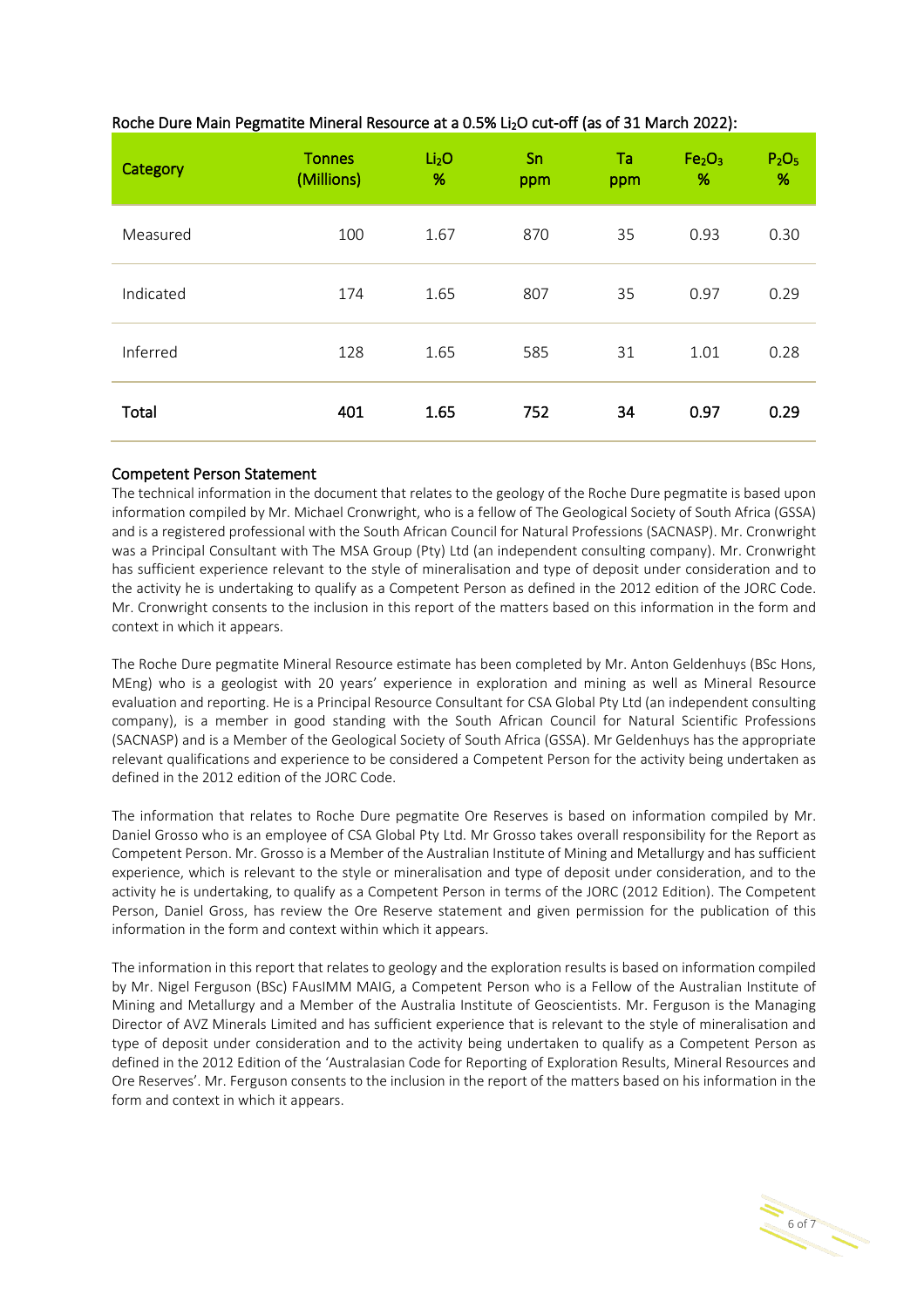### Roche Dure Main Pegmatite Mineral Resource at a 0.5% $Li_2O$ cut-off (as of 31 March 2022):

| Category | Tonnes (Millions) | $Li_2O$ % | Sn ppm | Ta ppm | $Fe_2O_3$ % | $P_2O_5$ % |
|---|---|---|---|---|---|---|
| Measured | 100 | 1.67 | 870 | 35 | 0.93 | 0.30 |
| Indicated | 174 | 1.65 | 807 | 35 | 0.97 | 0.29 |
| Inferred | 128 | 1.65 | 585 | 31 | 1.01 | 0.28 |
| **Total** | **401** | **1.65** | **752** | **34** | **0.97** | **0.29** |

### Competent Person Statement

The technical information in the document that relates to the geology of the Roche Dure pegmatite is based upon information compiled by Mr. Michael Cronwright, who is a fellow of The Geological Society of South Africa (GSSA) and is a registered professional with the South African Council for Natural Professions (SACNASP). Mr. Cronwright was a Principal Consultant with The MSA Group (Pty) Ltd (an independent consulting company). Mr. Cronwright has sufficient experience relevant to the style of mineralisation and type of deposit under consideration and to the activity he is undertaking to qualify as a Competent Person as defined in the 2012 edition of the JORC Code. Mr. Cronwright consents to the inclusion in this report of the matters based on this information in the form and context in which it appears.

The Roche Dure pegmatite Mineral Resource estimate has been completed by Mr. Anton Geldenhuys (BSc Hons, MEng) who is a geologist with 20 years' experience in exploration and mining as well as Mineral Resource evaluation and reporting. He is a Principal Resource Consultant for CSA Global Pty Ltd (an independent consulting company), is a member in good standing with the South African Council for Natural Scientific Professions (SACNASP) and is a Member of the Geological Society of South Africa (GSSA). Mr Geldenhuys has the appropriate relevant qualifications and experience to be considered a Competent Person for the activity being undertaken as defined in the 2012 edition of the JORC Code.

The information that relates to Roche Dure pegmatite Ore Reserves is based on information compiled by Mr. Daniel Grosso who is an employee of CSA Global Pty Ltd. Mr Grosso takes overall responsibility for the Report as Competent Person. Mr. Grosso is a Member of the Australian Institute of Mining and Metallurgy and has sufficient experience, which is relevant to the style or mineralisation and type of deposit under consideration, and to the activity he is undertaking, to qualify as a Competent Person in terms of the JORC (2012 Edition). The Competent Person, Daniel Gross, has review the Ore Reserve statement and given permission for the publication of this information in the form and context within which it appears.

The information in this report that relates to geology and the exploration results is based on information compiled by Mr. Nigel Ferguson (BSc) FAusIMM MAIG, a Competent Person who is a Fellow of the Australian Institute of Mining and Metallurgy and a Member of the Australia Institute of Geoscientists. Mr. Ferguson is the Managing Director of AVZ Minerals Limited and has sufficient experience that is relevant to the style of mineralisation and type of deposit under consideration and to the activity being undertaken to qualify as a Competent Person as defined in the 2012 Edition of the 'Australasian Code for Reporting of Exploration Results, Mineral Resources and Ore Reserves'. Mr. Ferguson consents to the inclusion in the report of the matters based on his information in the form and context in which it appears.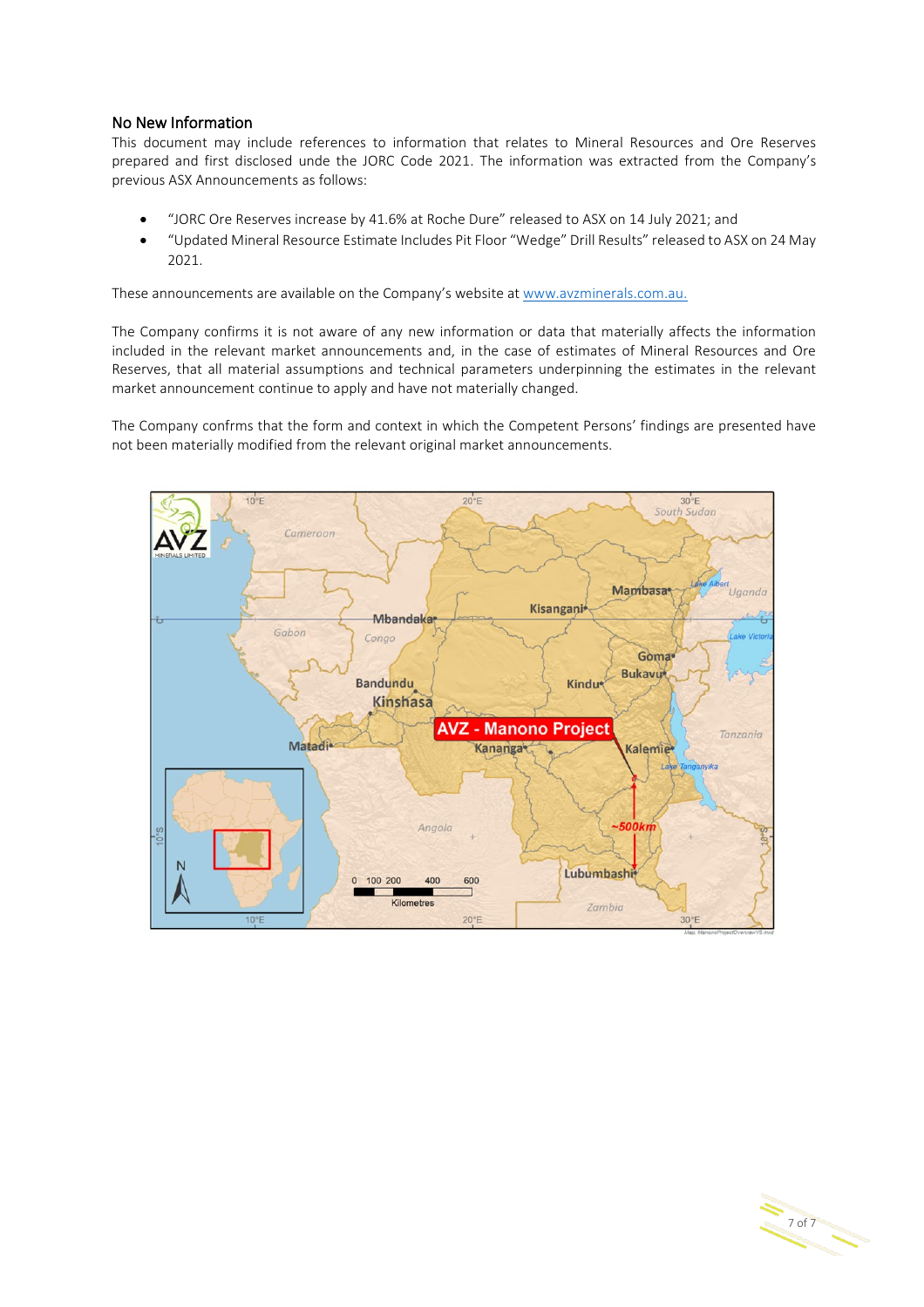## No New Information

This document may include references to information that relates to Mineral Resources and Ore Reserves prepared and first disclosed unde the JORC Code 2021. The information was extracted from the Company's previous ASX Announcements as follows:

- "JORC Ore Reserves increase by 41.6% at Roche Dure" released to ASX on 14 July 2021; and
- "Updated Mineral Resource Estimate Includes Pit Floor "Wedge" Drill Results" released to ASX on 24 May 2021.

These announcements are available on the Company's website at www.avzminerals.com.au.

The Company confirms it is not aware of any new information or data that materially affects the information included in the relevant market announcements and, in the case of estimates of Mineral Resources and Ore Reserves, that all material assumptions and technical parameters underpinning the estimates in the relevant market announcement continue to apply and have not materially changed.

The Company confrms that the form and context in which the Competent Persons' findings are presented have not been materially modified from the relevant original market announcements.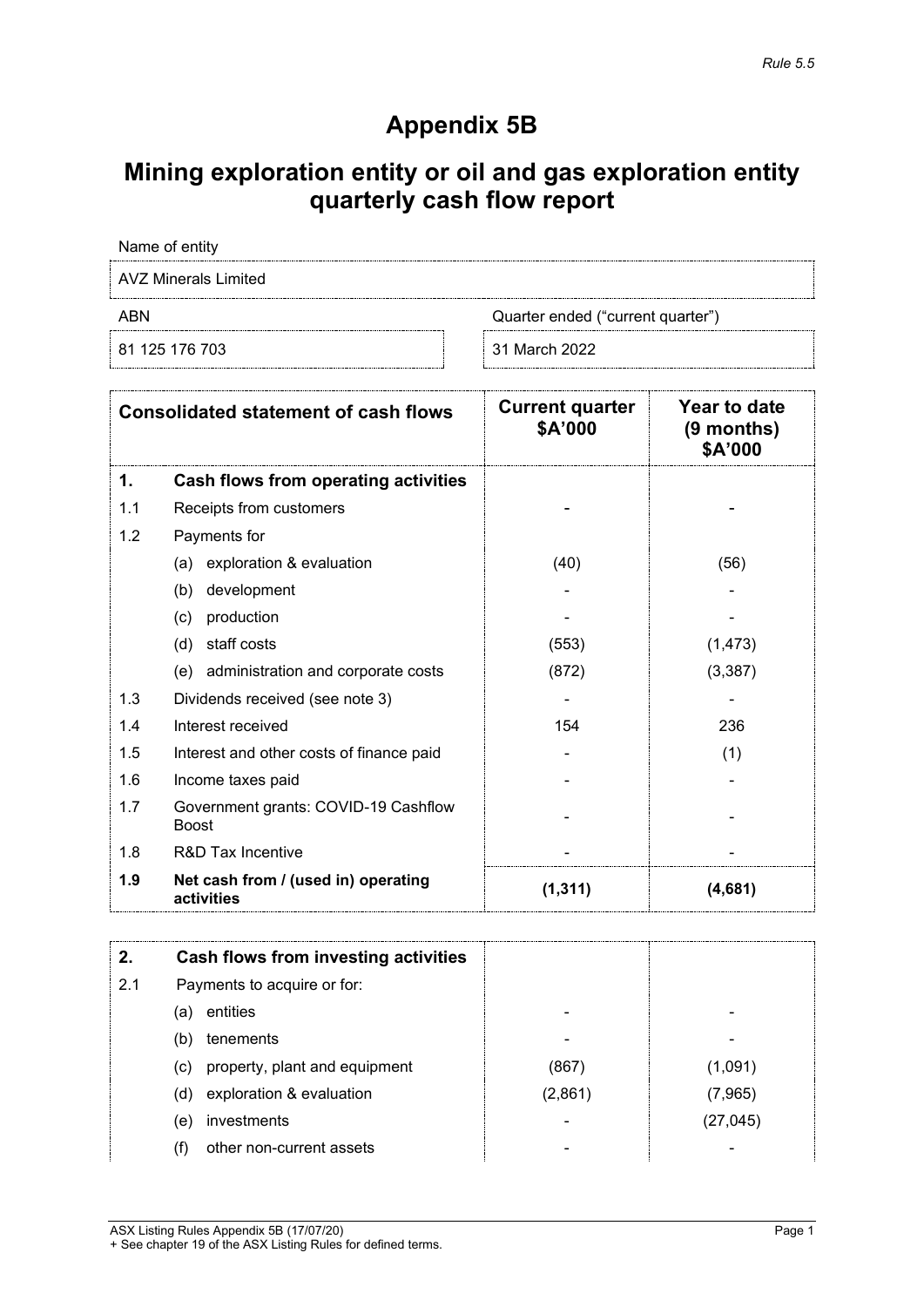*Rule 5.5*

# Appendix 5B

# Mining exploration entity or oil and gas exploration entity quarterly cash flow report

| Name of entity | |
|---|---|
| AVZ Minerals Limited | |
| **ABN** | **Quarter ended ("current quarter")** |
| 81 125 176 703 | 31 March 2022 |

| | **Consolidated statement of cash flows** | **Current quarter $A'000** | **Year to date (9 months) $A'000** |
|---|---|---|---|
| **1.** | **Cash flows from operating activities** | | |
| 1.1 | Receipts from customers | - | - |
| 1.2 | Payments for | | |
| | (a) exploration & evaluation | (40) | (56) |
| | (b) development | - | - |
| | (c) production | - | - |
| | (d) staff costs | (553) | (1,473) |
| | (e) administration and corporate costs | (872) | (3,387) |
| 1.3 | Dividends received (see note 3) | - | - |
| 1.4 | Interest received | 154 | 236 |
| 1.5 | Interest and other costs of finance paid | - | (1) |
| 1.6 | Income taxes paid | - | - |
| 1.7 | Government grants: COVID-19 Cashflow Boost | - | - |
| 1.8 | R&D Tax Incentive | - | - |
| **1.9** | **Net cash from / (used in) operating activities** | **(1,311)** | **(4,681)** |

| **2.** | **Cash flows from investing activities** | | |
|---|---|---|---|
| 2.1 | Payments to acquire or for: | | |
| | (a) entities | - | - |
| | (b) tenements | - | - |
| | (c) property, plant and equipment | (867) | (1,091) |
| | (d) exploration & evaluation | (2,861) | (7,965) |
| | (e) investments | - | (27,045) |
| | (f) other non-current assets | - | - |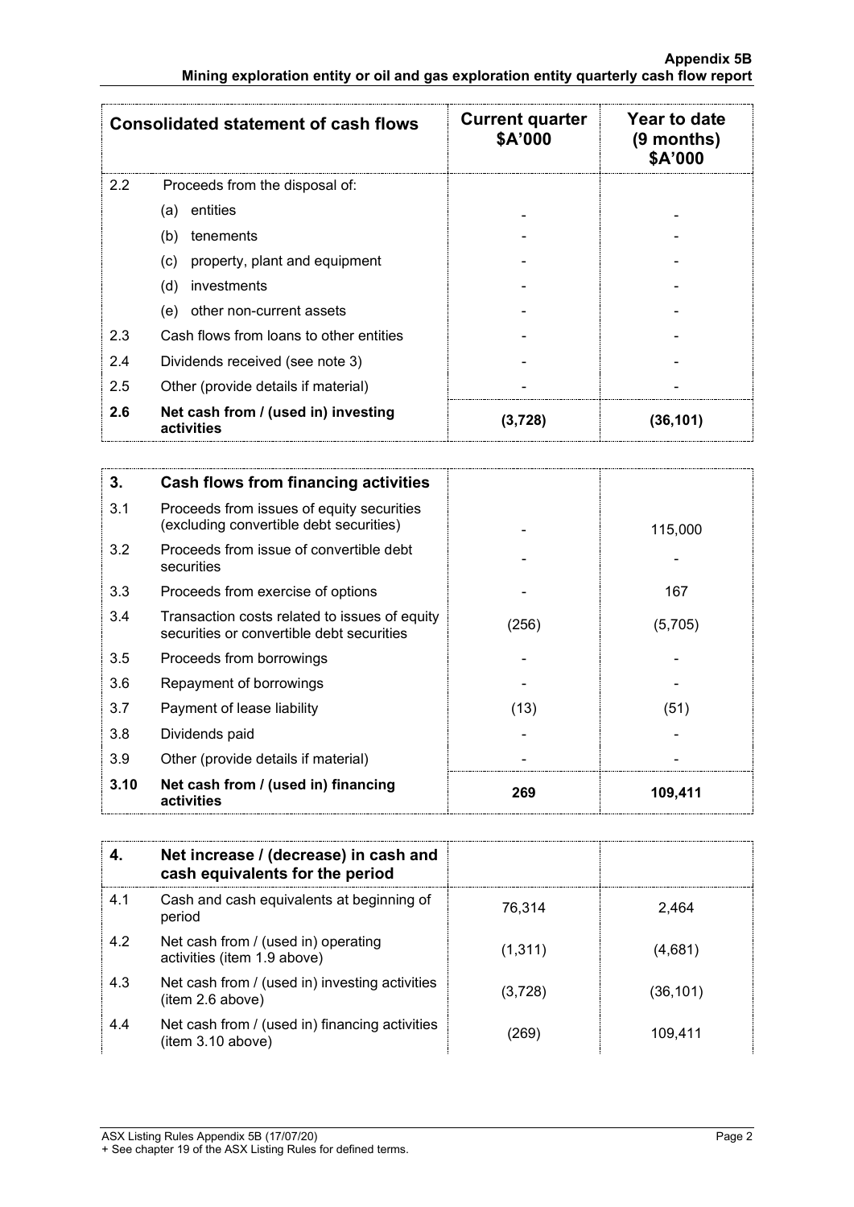| Consolidated statement of cash flows | | Current quarter $A'000 | Year to date (9 months) $A'000 |
|---|---|---|---|
| 2.2 | Proceeds from the disposal of: | | |
| | (a) entities | - | - |
| | (b) tenements | - | - |
| | (c) property, plant and equipment | - | - |
| | (d) investments | - | - |
| | (e) other non-current assets | - | - |
| 2.3 | Cash flows from loans to other entities | - | - |
| 2.4 | Dividends received (see note 3) | - | - |
| 2.5 | Other (provide details if material) | - | - |
| **2.6** | **Net cash from / (used in) investing activities** | **(3,728)** | **(36,101)** |

| **3.** | **Cash flows from financing activities** | | |
|---|---|---|---|
| 3.1 | Proceeds from issues of equity securities (excluding convertible debt securities) | - | 115,000 |
| 3.2 | Proceeds from issue of convertible debt securities | - | - |
| 3.3 | Proceeds from exercise of options | - | 167 |
| 3.4 | Transaction costs related to issues of equity securities or convertible debt securities | (256) | (5,705) |
| 3.5 | Proceeds from borrowings | - | - |
| 3.6 | Repayment of borrowings | - | - |
| 3.7 | Payment of lease liability | (13) | (51) |
| 3.8 | Dividends paid | - | - |
| 3.9 | Other (provide details if material) | - | - |
| **3.10** | **Net cash from / (used in) financing activities** | **269** | **109,411** |

| **4.** | **Net increase / (decrease) in cash and cash equivalents for the period** | | |
|---|---|---|---|
| 4.1 | Cash and cash equivalents at beginning of period | 76,314 | 2,464 |
| 4.2 | Net cash from / (used in) operating activities (item 1.9 above) | (1,311) | (4,681) |
| 4.3 | Net cash from / (used in) investing activities (item 2.6 above) | (3,728) | (36,101) |
| 4.4 | Net cash from / (used in) financing activities (item 3.10 above) | (269) | 109,411 |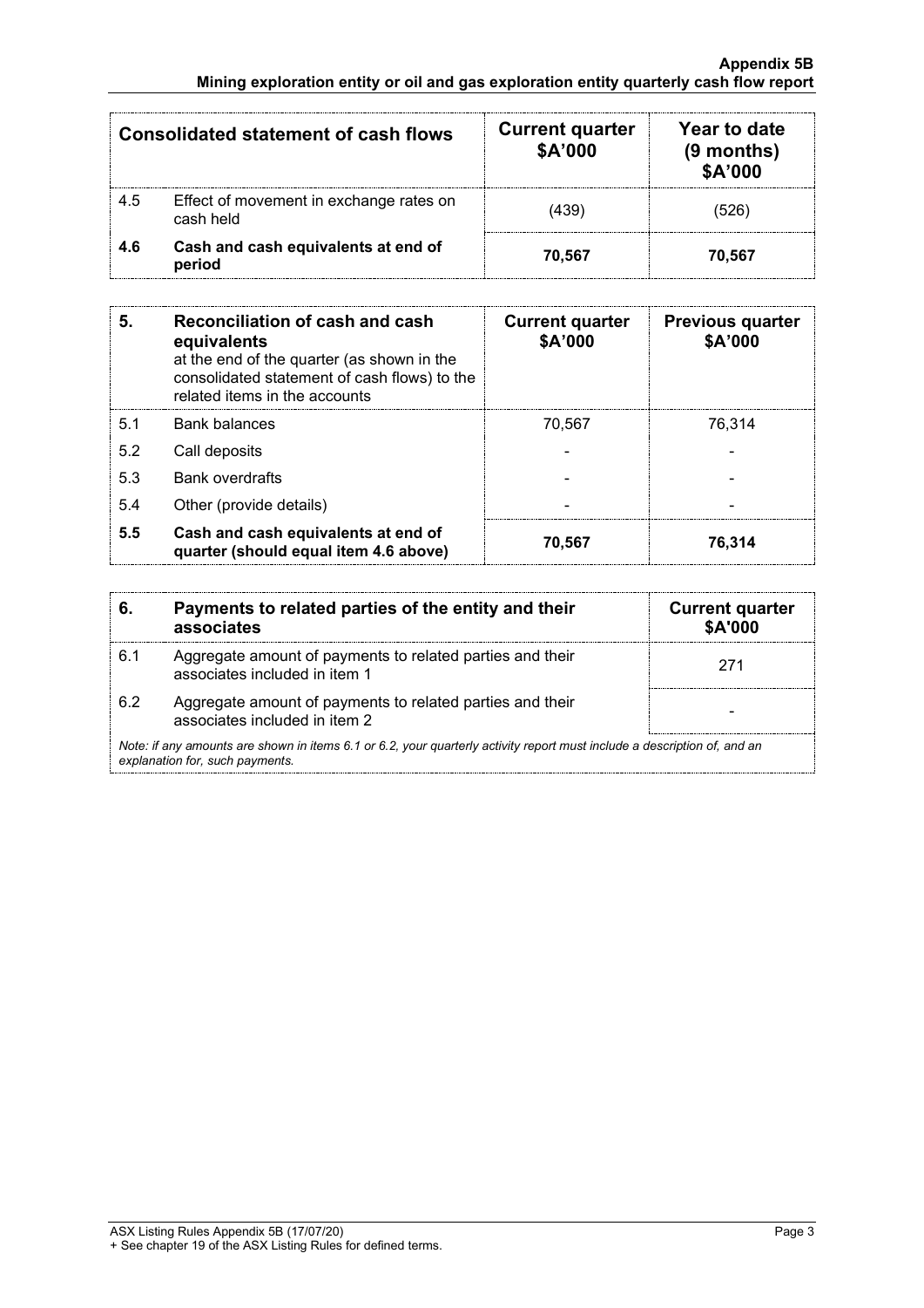| Consolidated statement of cash flows | | Current quarter \$A'000 | Year to date (9 months) \$A'000 |
|---|---|---|---|
| 4.5 | Effect of movement in exchange rates on cash held | (439) | (526) |
| **4.6** | **Cash and cash equivalents at end of period** | **70,567** | **70,567** |

| **5.** | **Reconciliation of cash and cash equivalents** at the end of the quarter (as shown in the consolidated statement of cash flows) to the related items in the accounts | **Current quarter \$A'000** | **Previous quarter \$A'000** |
|---|---|---|---|
| 5.1 | Bank balances | 70,567 | 76,314 |
| 5.2 | Call deposits | - | - |
| 5.3 | Bank overdrafts | - | - |
| 5.4 | Other (provide details) | - | - |
| **5.5** | **Cash and cash equivalents at end of quarter (should equal item 4.6 above)** | **70,567** | **76,314** |

| **6.** | **Payments to related parties of the entity and their associates** | **Current quarter \$A'000** |
|---|---|---|
| 6.1 | Aggregate amount of payments to related parties and their associates included in item 1 | 271 |
| 6.2 | Aggregate amount of payments to related parties and their associates included in item 2 | - |

*Note: if any amounts are shown in items 6.1 or 6.2, your quarterly activity report must include a description of, and an explanation for, such payments.*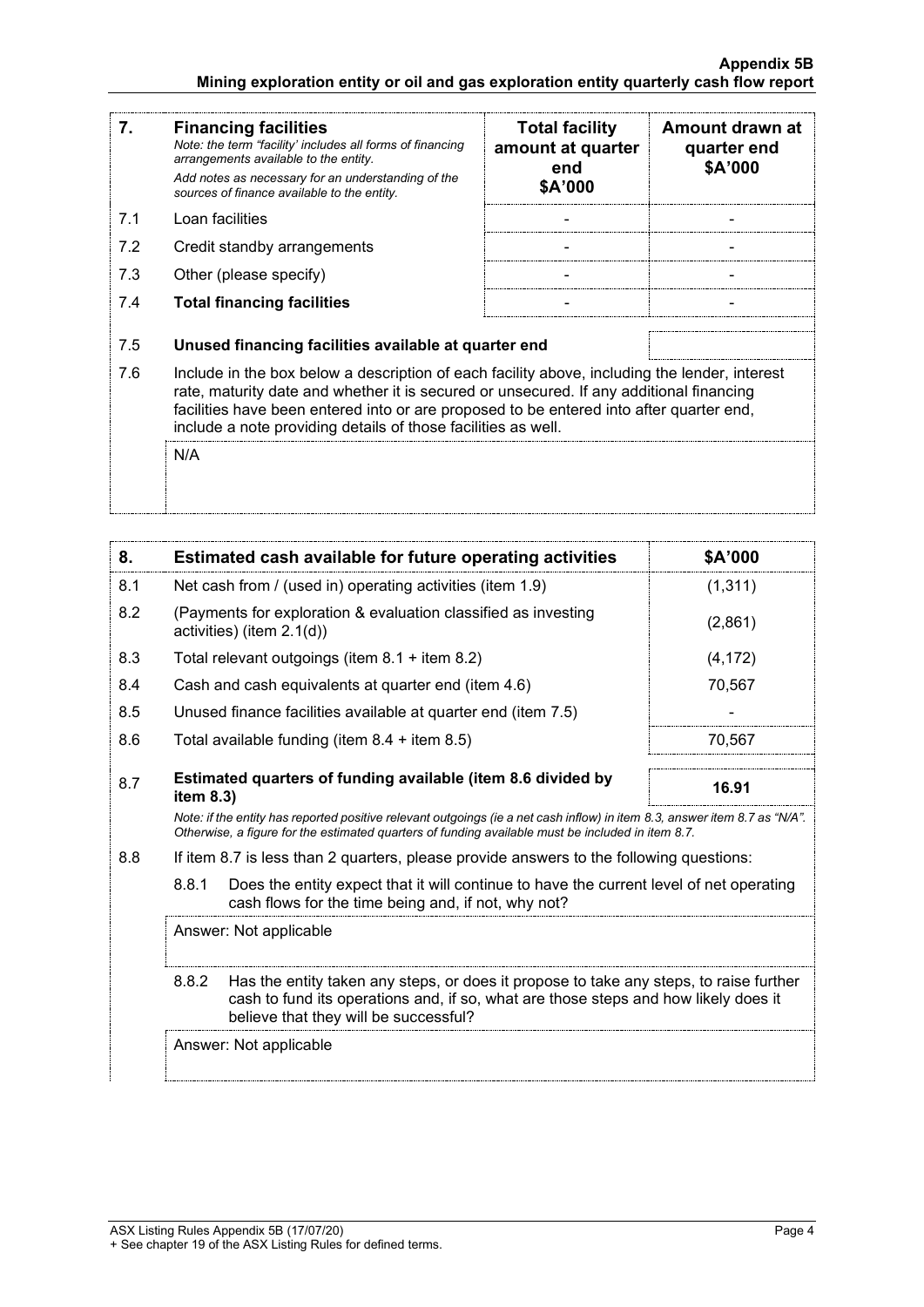| 7. | **Financing facilities** *Note: the term "facility' includes all forms of financing arrangements available to the entity.* *Add notes as necessary for an understanding of the sources of finance available to the entity.* | **Total facility amount at quarter end \$A'000** | **Amount drawn at quarter end \$A'000** |
|---|---|---|---|
| 7.1 | Loan facilities | - | - |
| 7.2 | Credit standby arrangements | - | - |
| 7.3 | Other (please specify) | - | - |
| 7.4 | **Total financing facilities** | - | - |
| 7.5 | **Unused financing facilities available at quarter end** | | |
| 7.6 | Include in the box below a description of each facility above, including the lender, interest rate, maturity date and whether it is secured or unsecured. If any additional financing facilities have been entered into or are proposed to be entered into after quarter end, include a note providing details of those facilities as well. | | |
| | N/A | | |

| 8. | **Estimated cash available for future operating activities** | **\$A'000** |
|---|---|---|
| 8.1 | Net cash from / (used in) operating activities (item 1.9) | (1,311) |
| 8.2 | (Payments for exploration & evaluation classified as investing activities) (item 2.1(d)) | (2,861) |
| 8.3 | Total relevant outgoings (item 8.1 + item 8.2) | (4,172) |
| 8.4 | Cash and cash equivalents at quarter end (item 4.6) | 70,567 |
| 8.5 | Unused finance facilities available at quarter end (item 7.5) | - |
| 8.6 | Total available funding (item 8.4 + item 8.5) | 70,567 |
| 8.7 | **Estimated quarters of funding available (item 8.6 divided by item 8.3)** | **16.91** |

*Note: if the entity has reported positive relevant outgoings (ie a net cash inflow) in item 8.3, answer item 8.7 as "N/A". Otherwise, a figure for the estimated quarters of funding available must be included in item 8.7.*

8.8 If item 8.7 is less than 2 quarters, please provide answers to the following questions:

8.8.1 Does the entity expect that it will continue to have the current level of net operating cash flows for the time being and, if not, why not?

Answer: Not applicable

8.8.2 Has the entity taken any steps, or does it propose to take any steps, to raise further cash to fund its operations and, if so, what are those steps and how likely does it believe that they will be successful?

Answer: Not applicable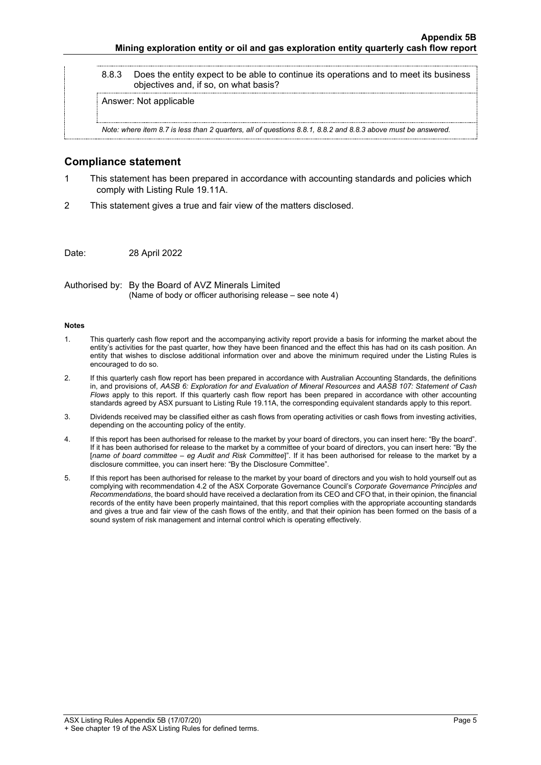| | |
|---|---|
| 8.8.3 | Does the entity expect to be able to continue its operations and to meet its business objectives and, if so, on what basis? |
| Answer: Not applicable | |
| *Note: where item 8.7 is less than 2 quarters, all of questions 8.8.1, 8.8.2 and 8.8.3 above must be answered.* | |

## Compliance statement

1. This statement has been prepared in accordance with accounting standards and policies which comply with Listing Rule 19.11A.
2. This statement gives a true and fair view of the matters disclosed.

Date: 28 April 2022

Authorised by: By the Board of AVZ Minerals Limited
(Name of body or officer authorising release – see note 4)

**Notes**

1. This quarterly cash flow report and the accompanying activity report provide a basis for informing the market about the entity's activities for the past quarter, how they have been financed and the effect this has had on its cash position. An entity that wishes to disclose additional information over and above the minimum required under the Listing Rules is encouraged to do so.
2. If this quarterly cash flow report has been prepared in accordance with Australian Accounting Standards, the definitions in, and provisions of, *AASB 6: Exploration for and Evaluation of Mineral Resources* and *AASB 107: Statement of Cash Flows* apply to this report. If this quarterly cash flow report has been prepared in accordance with other accounting standards agreed by ASX pursuant to Listing Rule 19.11A, the corresponding equivalent standards apply to this report.
3. Dividends received may be classified either as cash flows from operating activities or cash flows from investing activities, depending on the accounting policy of the entity.
4. If this report has been authorised for release to the market by your board of directors, you can insert here: "By the board". If it has been authorised for release to the market by a committee of your board of directors, you can insert here: "By the [*name of board committee – eg Audit and Risk Committee*]". If it has been authorised for release to the market by a disclosure committee, you can insert here: "By the Disclosure Committee".
5. If this report has been authorised for release to the market by your board of directors and you wish to hold yourself out as complying with recommendation 4.2 of the ASX Corporate Governance Council's *Corporate Governance Principles and Recommendations*, the board should have received a declaration from its CEO and CFO that, in their opinion, the financial records of the entity have been properly maintained, that this report complies with the appropriate accounting standards and gives a true and fair view of the cash flows of the entity, and that their opinion has been formed on the basis of a sound system of risk management and internal control which is operating effectively.